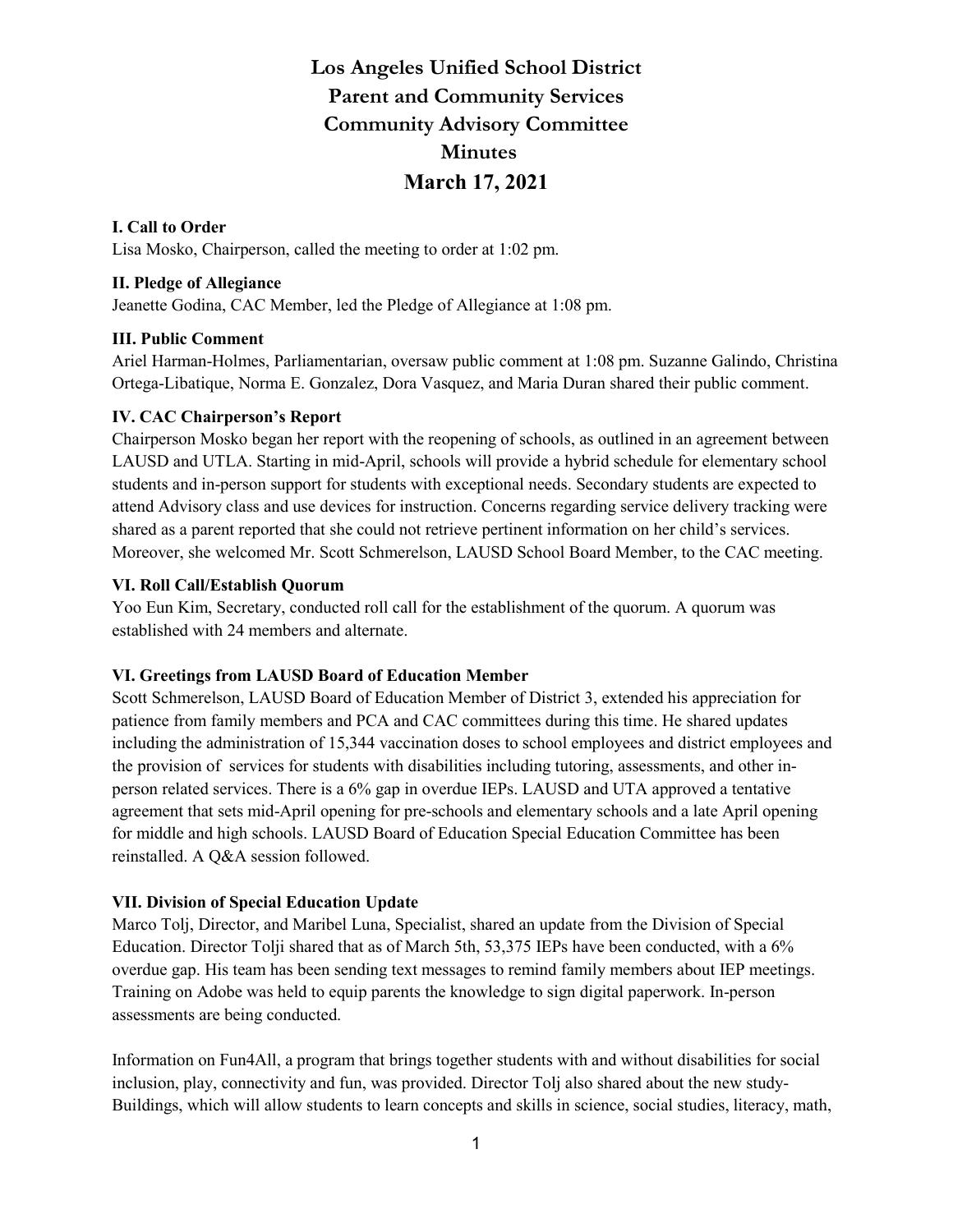# Los Angeles Unified School District
# Parent and Community Services
# Community Advisory Committee
# Minutes
# March 17, 2021

**I. Call to Order**

Lisa Mosko, Chairperson, called the meeting to order at 1:02 pm.

**II. Pledge of Allegiance**

Jeanette Godina, CAC Member, led the Pledge of Allegiance at 1:08 pm.

**III. Public Comment**

Ariel Harman-Holmes, Parliamentarian, oversaw public comment at 1:08 pm. Suzanne Galindo, Christina Ortega-Libatique, Norma E. Gonzalez, Dora Vasquez, and Maria Duran shared their public comment.

**IV. CAC Chairperson's Report**

Chairperson Mosko began her report with the reopening of schools, as outlined in an agreement between LAUSD and UTLA. Starting in mid-April, schools will provide a hybrid schedule for elementary school students and in-person support for students with exceptional needs. Secondary students are expected to attend Advisory class and use devices for instruction. Concerns regarding service delivery tracking were shared as a parent reported that she could not retrieve pertinent information on her child's services. Moreover, she welcomed Mr. Scott Schmerelson, LAUSD School Board Member, to the CAC meeting.

**VI. Roll Call/Establish Quorum**

Yoo Eun Kim, Secretary, conducted roll call for the establishment of the quorum. A quorum was established with 24 members and alternate.

**VI. Greetings from LAUSD Board of Education Member**

Scott Schmerelson, LAUSD Board of Education Member of District 3, extended his appreciation for patience from family members and PCA and CAC committees during this time. He shared updates including the administration of 15,344 vaccination doses to school employees and district employees and the provision of services for students with disabilities including tutoring, assessments, and other in-person related services. There is a 6% gap in overdue IEPs. LAUSD and UTA approved a tentative agreement that sets mid-April opening for pre-schools and elementary schools and a late April opening for middle and high schools. LAUSD Board of Education Special Education Committee has been reinstalled. A Q&A session followed.

**VII. Division of Special Education Update**

Marco Tolj, Director, and Maribel Luna, Specialist, shared an update from the Division of Special Education. Director Tolji shared that as of March 5th, 53,375 IEPs have been conducted, with a 6% overdue gap. His team has been sending text messages to remind family members about IEP meetings. Training on Adobe was held to equip parents the knowledge to sign digital paperwork. In-person assessments are being conducted.

Information on Fun4All, a program that brings together students with and without disabilities for social inclusion, play, connectivity and fun, was provided. Director Tolj also shared about the new study-Buildings, which will allow students to learn concepts and skills in science, social studies, literacy, math,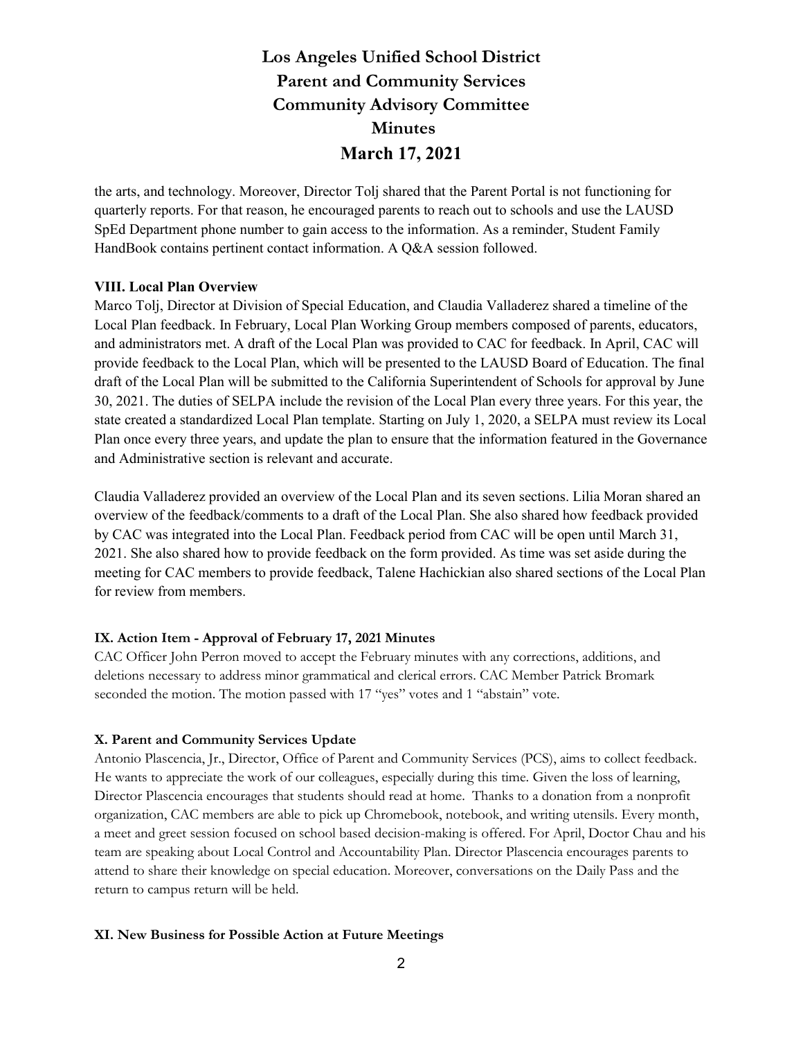the arts, and technology. Moreover, Director Tolj shared that the Parent Portal is not functioning for quarterly reports. For that reason, he encouraged parents to reach out to schools and use the LAUSD SpEd Department phone number to gain access to the information. As a reminder, Student Family HandBook contains pertinent contact information. A Q&A session followed.

**VIII. Local Plan Overview**

Marco Tolj, Director at Division of Special Education, and Claudia Valladerez shared a timeline of the Local Plan feedback. In February, Local Plan Working Group members composed of parents, educators, and administrators met. A draft of the Local Plan was provided to CAC for feedback. In April, CAC will provide feedback to the Local Plan, which will be presented to the LAUSD Board of Education. The final draft of the Local Plan will be submitted to the California Superintendent of Schools for approval by June 30, 2021. The duties of SELPA include the revision of the Local Plan every three years. For this year, the state created a standardized Local Plan template. Starting on July 1, 2020, a SELPA must review its Local Plan once every three years, and update the plan to ensure that the information featured in the Governance and Administrative section is relevant and accurate.

Claudia Valladerez provided an overview of the Local Plan and its seven sections. Lilia Moran shared an overview of the feedback/comments to a draft of the Local Plan. She also shared how feedback provided by CAC was integrated into the Local Plan. Feedback period from CAC will be open until March 31, 2021. She also shared how to provide feedback on the form provided. As time was set aside during the meeting for CAC members to provide feedback, Talene Hachickian also shared sections of the Local Plan for review from members.

**IX. Action Item - Approval of February 17, 2021 Minutes**

CAC Officer John Perron moved to accept the February minutes with any corrections, additions, and deletions necessary to address minor grammatical and clerical errors. CAC Member Patrick Bromark seconded the motion. The motion passed with 17 "yes" votes and 1 "abstain" vote.

**X. Parent and Community Services Update**

Antonio Plascencia, Jr., Director, Office of Parent and Community Services (PCS), aims to collect feedback. He wants to appreciate the work of our colleagues, especially during this time. Given the loss of learning, Director Plascencia encourages that students should read at home. Thanks to a donation from a nonprofit organization, CAC members are able to pick up Chromebook, notebook, and writing utensils. Every month, a meet and greet session focused on school based decision-making is offered. For April, Doctor Chau and his team are speaking about Local Control and Accountability Plan. Director Plascencia encourages parents to attend to share their knowledge on special education. Moreover, conversations on the Daily Pass and the return to campus return will be held.

**XI. New Business for Possible Action at Future Meetings**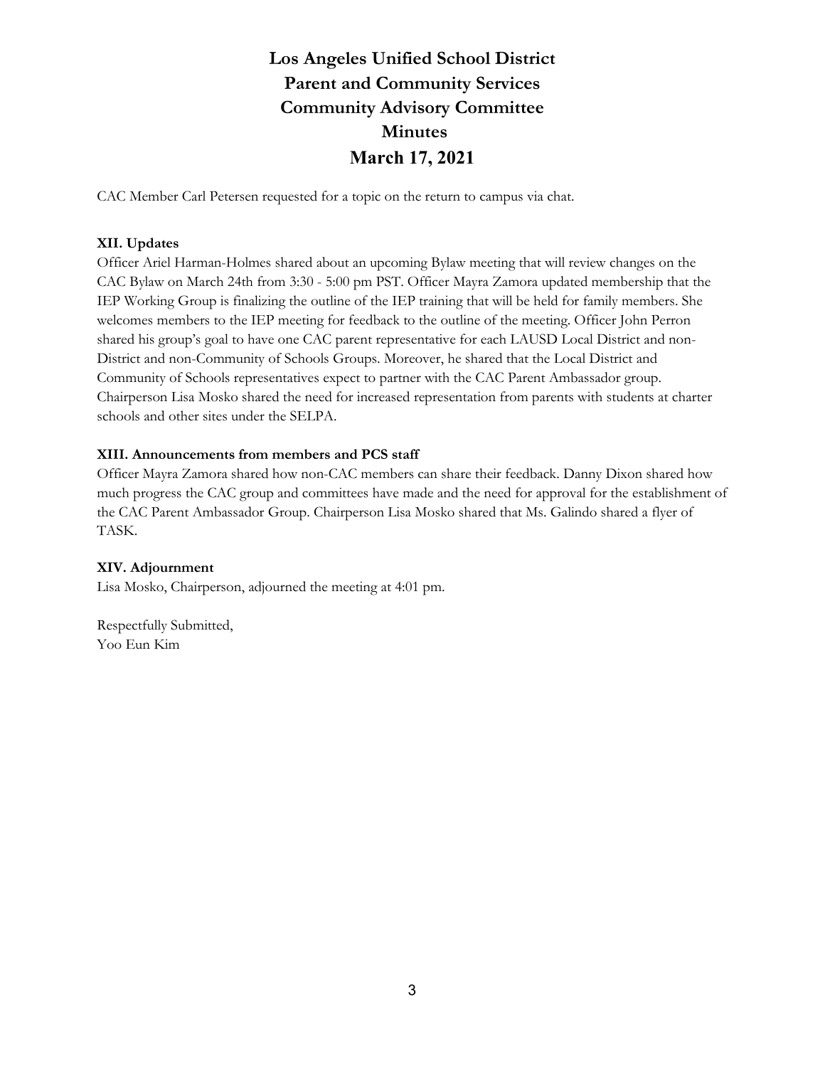# Los Angeles Unified School District
# Parent and Community Services
# Community Advisory Committee
# Minutes
# March 17, 2021

CAC Member Carl Petersen requested for a topic on the return to campus via chat.

**XII. Updates**

Officer Ariel Harman-Holmes shared about an upcoming Bylaw meeting that will review changes on the CAC Bylaw on March 24th from 3:30 - 5:00 pm PST. Officer Mayra Zamora updated membership that the IEP Working Group is finalizing the outline of the IEP training that will be held for family members. She welcomes members to the IEP meeting for feedback to the outline of the meeting. Officer John Perron shared his group's goal to have one CAC parent representative for each LAUSD Local District and non-District and non-Community of Schools Groups. Moreover, he shared that the Local District and Community of Schools representatives expect to partner with the CAC Parent Ambassador group. Chairperson Lisa Mosko shared the need for increased representation from parents with students at charter schools and other sites under the SELPA.

**XIII. Announcements from members and PCS staff**

Officer Mayra Zamora shared how non-CAC members can share their feedback. Danny Dixon shared how much progress the CAC group and committees have made and the need for approval for the establishment of the CAC Parent Ambassador Group. Chairperson Lisa Mosko shared that Ms. Galindo shared a flyer of TASK.

**XIV. Adjournment**

Lisa Mosko, Chairperson, adjourned the meeting at 4:01 pm.

Respectfully Submitted,
Yoo Eun Kim